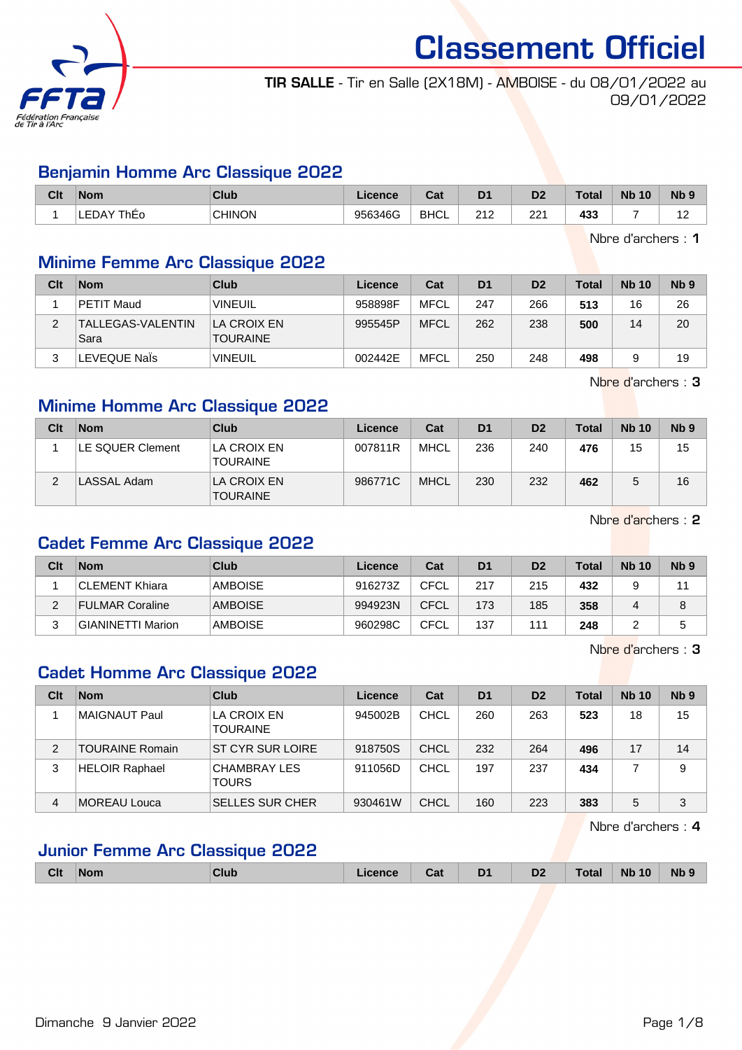# Classement Officiel

**TIR SALLE** - Tir en Salle (2X18M) - AMBOISE - du 08/01/2022 au 09/01/2022

## Benjamin Homme Arc Classique 2022

| Clt | Nom | Club | Licence | Cat | D1 | D2 | Total | Nb 10 | Nb 9 |
|---|---|---|---|---|---|---|---|---|---|
| 1 | LEDAY ThÉo | CHINON | 956346G | BHCL | 212 | 221 | **433** | 7 | 12 |

Nbre d'archers : **1**

## Minime Femme Arc Classique 2022

| Clt | Nom | Club | Licence | Cat | D1 | D2 | Total | Nb 10 | Nb 9 |
|---|---|---|---|---|---|---|---|---|---|
| 1 | PETIT Maud | VINEUIL | 958898F | MFCL | 247 | 266 | **513** | 16 | 26 |
| 2 | TALLEGAS-VALENTIN Sara | LA CROIX EN TOURAINE | 995545P | MFCL | 262 | 238 | **500** | 14 | 20 |
| 3 | LEVEQUE NaÏs | VINEUIL | 002442E | MFCL | 250 | 248 | **498** | 9 | 19 |

Nbre d'archers : **3**

## Minime Homme Arc Classique 2022

| Clt | Nom | Club | Licence | Cat | D1 | D2 | Total | Nb 10 | Nb 9 |
|---|---|---|---|---|---|---|---|---|---|
| 1 | LE SQUER Clement | LA CROIX EN TOURAINE | 007811R | MHCL | 236 | 240 | **476** | 15 | 15 |
| 2 | LASSAL Adam | LA CROIX EN TOURAINE | 986771C | MHCL | 230 | 232 | **462** | 5 | 16 |

Nbre d'archers : **2**

## Cadet Femme Arc Classique 2022

| Clt | Nom | Club | Licence | Cat | D1 | D2 | Total | Nb 10 | Nb 9 |
|---|---|---|---|---|---|---|---|---|---|
| 1 | CLEMENT Khiara | AMBOISE | 916273Z | CFCL | 217 | 215 | **432** | 9 | 11 |
| 2 | FULMAR Coraline | AMBOISE | 994923N | CFCL | 173 | 185 | **358** | 4 | 8 |
| 3 | GIANINETTI Marion | AMBOISE | 960298C | CFCL | 137 | 111 | **248** | 2 | 5 |

Nbre d'archers : **3**

## Cadet Homme Arc Classique 2022

| Clt | Nom | Club | Licence | Cat | D1 | D2 | Total | Nb 10 | Nb 9 |
|---|---|---|---|---|---|---|---|---|---|
| 1 | MAIGNAUT Paul | LA CROIX EN TOURAINE | 945002B | CHCL | 260 | 263 | **523** | 18 | 15 |
| 2 | TOURAINE Romain | ST CYR SUR LOIRE | 918750S | CHCL | 232 | 264 | **496** | 17 | 14 |
| 3 | HELOIR Raphael | CHAMBRAY LES TOURS | 911056D | CHCL | 197 | 237 | **434** | 7 | 9 |
| 4 | MOREAU Louca | SELLES SUR CHER | 930461W | CHCL | 160 | 223 | **383** | 5 | 3 |

Nbre d'archers : **4**

## Junior Femme Arc Classique 2022

| Clt | Nom | Club | Licence | Cat | D1 | D2 | Total | Nb 10 | Nb 9 |
|---|---|---|---|---|---|---|---|---|---|

Dimanche 9 Janvier 2022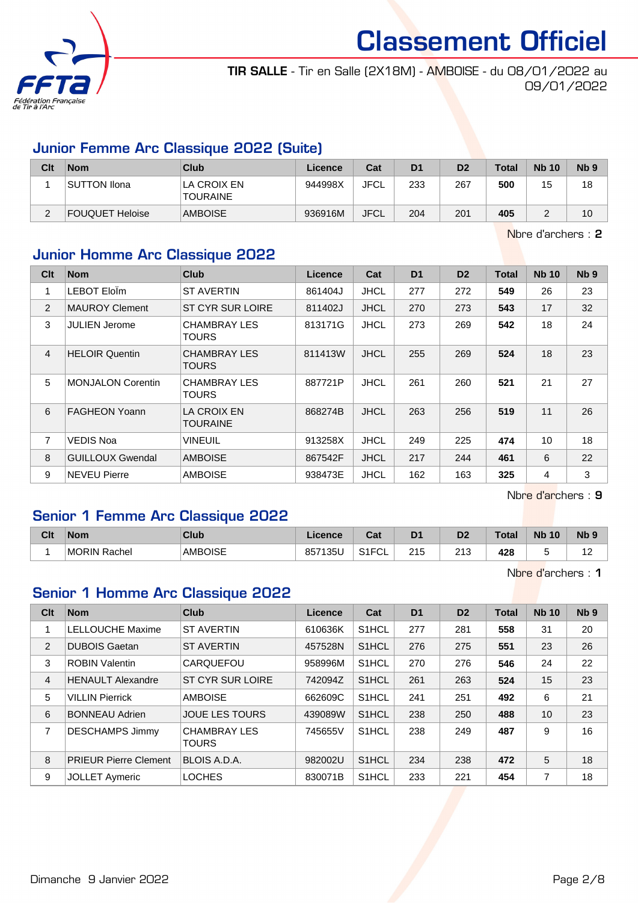# Classement Officiel

**TIR SALLE** - Tir en Salle (2X18M) - AMBOISE - du 08/01/2022 au 09/01/2022

## Junior Femme Arc Classique 2022 (Suite)

| Clt | Nom | Club | Licence | Cat | D1 | D2 | Total | Nb 10 | Nb 9 |
|---|---|---|---|---|---|---|---|---|---|
| 1 | SUTTON Ilona | LA CROIX EN TOURAINE | 944998X | JFCL | 233 | 267 | **500** | 15 | 18 |
| 2 | FOUQUET Heloise | AMBOISE | 936916M | JFCL | 204 | 201 | **405** | 2 | 10 |

Nbre d'archers : **2**

## Junior Homme Arc Classique 2022

| Clt | Nom | Club | Licence | Cat | D1 | D2 | Total | Nb 10 | Nb 9 |
|---|---|---|---|---|---|---|---|---|---|
| 1 | LEBOT Eloïm | ST AVERTIN | 861404J | JHCL | 277 | 272 | **549** | 26 | 23 |
| 2 | MAUROY Clement | ST CYR SUR LOIRE | 811402J | JHCL | 270 | 273 | **543** | 17 | 32 |
| 3 | JULIEN Jerome | CHAMBRAY LES TOURS | 813171G | JHCL | 273 | 269 | **542** | 18 | 24 |
| 4 | HELOIR Quentin | CHAMBRAY LES TOURS | 811413W | JHCL | 255 | 269 | **524** | 18 | 23 |
| 5 | MONJALON Corentin | CHAMBRAY LES TOURS | 887721P | JHCL | 261 | 260 | **521** | 21 | 27 |
| 6 | FAGHEON Yoann | LA CROIX EN TOURAINE | 868274B | JHCL | 263 | 256 | **519** | 11 | 26 |
| 7 | VEDIS Noa | VINEUIL | 913258X | JHCL | 249 | 225 | **474** | 10 | 18 |
| 8 | GUILLOUX Gwendal | AMBOISE | 867542F | JHCL | 217 | 244 | **461** | 6 | 22 |
| 9 | NEVEU Pierre | AMBOISE | 938473E | JHCL | 162 | 163 | **325** | 4 | 3 |

Nbre d'archers : **9**

## Senior 1 Femme Arc Classique 2022

| Clt | Nom | Club | Licence | Cat | D1 | D2 | Total | Nb 10 | Nb 9 |
|---|---|---|---|---|---|---|---|---|---|
| 1 | MORIN Rachel | AMBOISE | 857135U | S1FCL | 215 | 213 | **428** | 5 | 12 |

Nbre d'archers : **1**

## Senior 1 Homme Arc Classique 2022

| Clt | Nom | Club | Licence | Cat | D1 | D2 | Total | Nb 10 | Nb 9 |
|---|---|---|---|---|---|---|---|---|---|
| 1 | LELLOUCHE Maxime | ST AVERTIN | 610636K | S1HCL | 277 | 281 | **558** | 31 | 20 |
| 2 | DUBOIS Gaetan | ST AVERTIN | 457528N | S1HCL | 276 | 275 | **551** | 23 | 26 |
| 3 | ROBIN Valentin | CARQUEFOU | 958996M | S1HCL | 270 | 276 | **546** | 24 | 22 |
| 4 | HENAULT Alexandre | ST CYR SUR LOIRE | 742094Z | S1HCL | 261 | 263 | **524** | 15 | 23 |
| 5 | VILLIN Pierrick | AMBOISE | 662609C | S1HCL | 241 | 251 | **492** | 6 | 21 |
| 6 | BONNEAU Adrien | JOUE LES TOURS | 439089W | S1HCL | 238 | 250 | **488** | 10 | 23 |
| 7 | DESCHAMPS Jimmy | CHAMBRAY LES TOURS | 745655V | S1HCL | 238 | 249 | **487** | 9 | 16 |
| 8 | PRIEUR Pierre Clement | BLOIS A.D.A. | 982002U | S1HCL | 234 | 238 | **472** | 5 | 18 |
| 9 | JOLLET Aymeric | LOCHES | 830071B | S1HCL | 233 | 221 | **454** | 7 | 18 |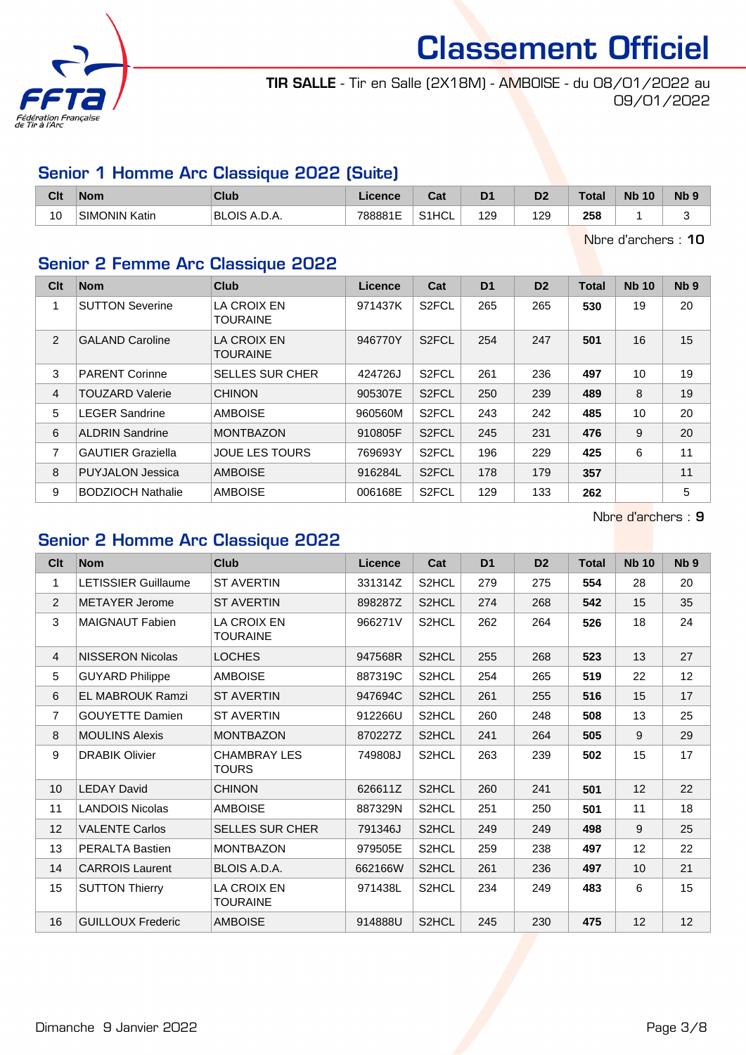# Classement Officiel

**TIR SALLE** - Tir en Salle (2X18M) - AMBOISE - du 08/01/2022 au 09/01/2022

## Senior 1 Homme Arc Classique 2022 (Suite)

| Clt | Nom | Club | Licence | Cat | D1 | D2 | Total | Nb 10 | Nb 9 |
|---|---|---|---|---|---|---|---|---|---|
| 10 | SIMONIN Katin | BLOIS A.D.A. | 788881E | S1HCL | 129 | 129 | **258** | 1 | 3 |

Nbre d'archers : **10**

## Senior 2 Femme Arc Classique 2022

| Clt | Nom | Club | Licence | Cat | D1 | D2 | Total | Nb 10 | Nb 9 |
|---|---|---|---|---|---|---|---|---|---|
| 1 | SUTTON Severine | LA CROIX EN TOURAINE | 971437K | S2FCL | 265 | 265 | **530** | 19 | 20 |
| 2 | GALAND Caroline | LA CROIX EN TOURAINE | 946770Y | S2FCL | 254 | 247 | **501** | 16 | 15 |
| 3 | PARENT Corinne | SELLES SUR CHER | 424726J | S2FCL | 261 | 236 | **497** | 10 | 19 |
| 4 | TOUZARD Valerie | CHINON | 905307E | S2FCL | 250 | 239 | **489** | 8 | 19 |
| 5 | LEGER Sandrine | AMBOISE | 960560M | S2FCL | 243 | 242 | **485** | 10 | 20 |
| 6 | ALDRIN Sandrine | MONTBAZON | 910805F | S2FCL | 245 | 231 | **476** | 9 | 20 |
| 7 | GAUTIER Graziella | JOUE LES TOURS | 769693Y | S2FCL | 196 | 229 | **425** | 6 | 11 |
| 8 | PUYJALON Jessica | AMBOISE | 916284L | S2FCL | 178 | 179 | **357** | | 11 |
| 9 | BODZIOCH Nathalie | AMBOISE | 006168E | S2FCL | 129 | 133 | **262** | | 5 |

Nbre d'archers : **9**

## Senior 2 Homme Arc Classique 2022

| Clt | Nom | Club | Licence | Cat | D1 | D2 | Total | Nb 10 | Nb 9 |
|---|---|---|---|---|---|---|---|---|---|
| 1 | LETISSIER Guillaume | ST AVERTIN | 331314Z | S2HCL | 279 | 275 | **554** | 28 | 20 |
| 2 | METAYER Jerome | ST AVERTIN | 898287Z | S2HCL | 274 | 268 | **542** | 15 | 35 |
| 3 | MAIGNAUT Fabien | LA CROIX EN TOURAINE | 966271V | S2HCL | 262 | 264 | **526** | 18 | 24 |
| 4 | NISSERON Nicolas | LOCHES | 947568R | S2HCL | 255 | 268 | **523** | 13 | 27 |
| 5 | GUYARD Philippe | AMBOISE | 887319C | S2HCL | 254 | 265 | **519** | 22 | 12 |
| 6 | EL MABROUK Ramzi | ST AVERTIN | 947694C | S2HCL | 261 | 255 | **516** | 15 | 17 |
| 7 | GOUYETTE Damien | ST AVERTIN | 912266U | S2HCL | 260 | 248 | **508** | 13 | 25 |
| 8 | MOULINS Alexis | MONTBAZON | 870227Z | S2HCL | 241 | 264 | **505** | 9 | 29 |
| 9 | DRABIK Olivier | CHAMBRAY LES TOURS | 749808J | S2HCL | 263 | 239 | **502** | 15 | 17 |
| 10 | LEDAY David | CHINON | 626611Z | S2HCL | 260 | 241 | **501** | 12 | 22 |
| 11 | LANDOIS Nicolas | AMBOISE | 887329N | S2HCL | 251 | 250 | **501** | 11 | 18 |
| 12 | VALENTE Carlos | SELLES SUR CHER | 791346J | S2HCL | 249 | 249 | **498** | 9 | 25 |
| 13 | PERALTA Bastien | MONTBAZON | 979505E | S2HCL | 259 | 238 | **497** | 12 | 22 |
| 14 | CARROIS Laurent | BLOIS A.D.A. | 662166W | S2HCL | 261 | 236 | **497** | 10 | 21 |
| 15 | SUTTON Thierry | LA CROIX EN TOURAINE | 971438L | S2HCL | 234 | 249 | **483** | 6 | 15 |
| 16 | GUILLOUX Frederic | AMBOISE | 914888U | S2HCL | 245 | 230 | **475** | 12 | 12 |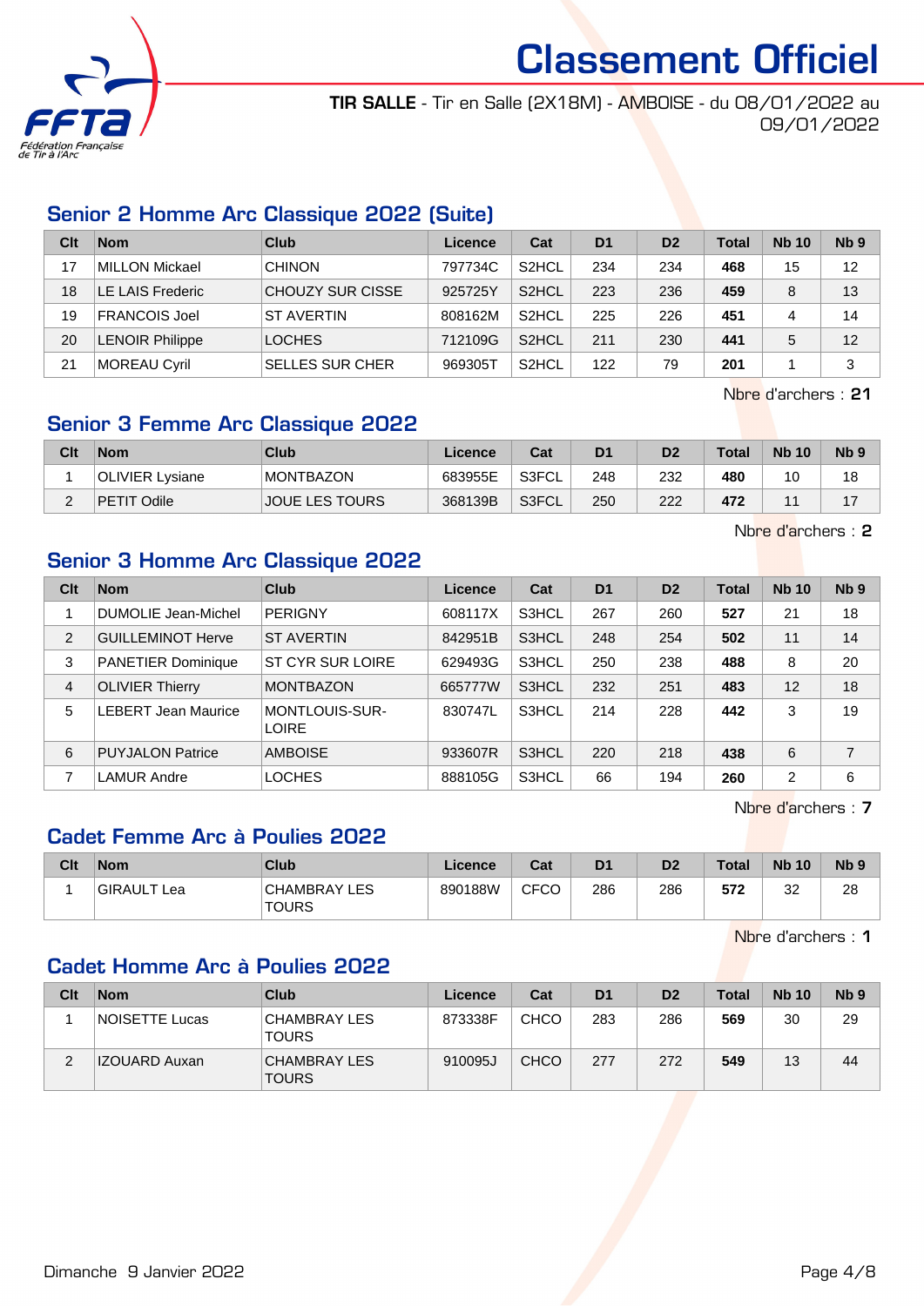# Classement Officiel

**TIR SALLE** - Tir en Salle (2X18M) - AMBOISE - du 08/01/2022 au 09/01/2022

## Senior 2 Homme Arc Classique 2022 (Suite)

| Clt | Nom | Club | Licence | Cat | D1 | D2 | Total | Nb 10 | Nb 9 |
|---|---|---|---|---|---|---|---|---|---|
| 17 | MILLON Mickael | CHINON | 797734C | S2HCL | 234 | 234 | **468** | 15 | 12 |
| 18 | LE LAIS Frederic | CHOUZY SUR CISSE | 925725Y | S2HCL | 223 | 236 | **459** | 8 | 13 |
| 19 | FRANCOIS Joel | ST AVERTIN | 808162M | S2HCL | 225 | 226 | **451** | 4 | 14 |
| 20 | LENOIR Philippe | LOCHES | 712109G | S2HCL | 211 | 230 | **441** | 5 | 12 |
| 21 | MOREAU Cyril | SELLES SUR CHER | 969305T | S2HCL | 122 | 79 | **201** | 1 | 3 |

Nbre d'archers : **21**

## Senior 3 Femme Arc Classique 2022

| Clt | Nom | Club | Licence | Cat | D1 | D2 | Total | Nb 10 | Nb 9 |
|---|---|---|---|---|---|---|---|---|---|
| 1 | OLIVIER Lysiane | MONTBAZON | 683955E | S3FCL | 248 | 232 | **480** | 10 | 18 |
| 2 | PETIT Odile | JOUE LES TOURS | 368139B | S3FCL | 250 | 222 | **472** | 11 | 17 |

Nbre d'archers : **2**

## Senior 3 Homme Arc Classique 2022

| Clt | Nom | Club | Licence | Cat | D1 | D2 | Total | Nb 10 | Nb 9 |
|---|---|---|---|---|---|---|---|---|---|
| 1 | DUMOLIE Jean-Michel | PERIGNY | 608117X | S3HCL | 267 | 260 | **527** | 21 | 18 |
| 2 | GUILLEMINOT Herve | ST AVERTIN | 842951B | S3HCL | 248 | 254 | **502** | 11 | 14 |
| 3 | PANETIER Dominique | ST CYR SUR LOIRE | 629493G | S3HCL | 250 | 238 | **488** | 8 | 20 |
| 4 | OLIVIER Thierry | MONTBAZON | 665777W | S3HCL | 232 | 251 | **483** | 12 | 18 |
| 5 | LEBERT Jean Maurice | MONTLOUIS-SUR-LOIRE | 830747L | S3HCL | 214 | 228 | **442** | 3 | 19 |
| 6 | PUYJALON Patrice | AMBOISE | 933607R | S3HCL | 220 | 218 | **438** | 6 | 7 |
| 7 | LAMUR Andre | LOCHES | 888105G | S3HCL | 66 | 194 | **260** | 2 | 6 |

Nbre d'archers : **7**

## Cadet Femme Arc à Poulies 2022

| Clt | Nom | Club | Licence | Cat | D1 | D2 | Total | Nb 10 | Nb 9 |
|---|---|---|---|---|---|---|---|---|---|
| 1 | GIRAULT Lea | CHAMBRAY LES TOURS | 890188W | CFCO | 286 | 286 | **572** | 32 | 28 |

Nbre d'archers : **1**

## Cadet Homme Arc à Poulies 2022

| Clt | Nom | Club | Licence | Cat | D1 | D2 | Total | Nb 10 | Nb 9 |
|---|---|---|---|---|---|---|---|---|---|
| 1 | NOISETTE Lucas | CHAMBRAY LES TOURS | 873338F | CHCO | 283 | 286 | **569** | 30 | 29 |
| 2 | IZOUARD Auxan | CHAMBRAY LES TOURS | 910095J | CHCO | 277 | 272 | **549** | 13 | 44 |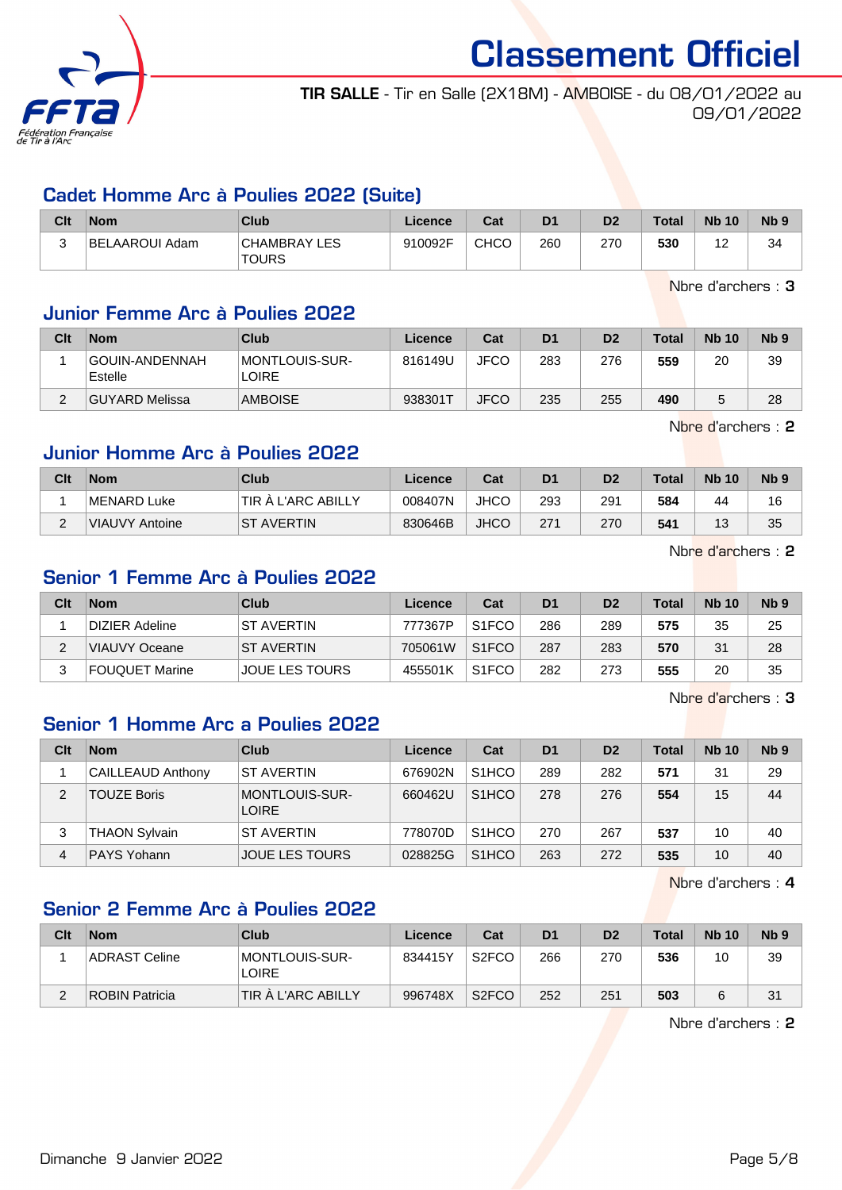# Classement Officiel

**TIR SALLE** - Tir en Salle (2X18M) - AMBOISE - du 08/01/2022 au 09/01/2022

## Cadet Homme Arc à Poulies 2022 (Suite)

| Clt | Nom | Club | Licence | Cat | D1 | D2 | Total | Nb 10 | Nb 9 |
|---|---|---|---|---|---|---|---|---|---|
| 3 | BELAAROUI Adam | CHAMBRAY LES TOURS | 910092F | CHCO | 260 | 270 | **530** | 12 | 34 |

Nbre d'archers : **3**

## Junior Femme Arc à Poulies 2022

| Clt | Nom | Club | Licence | Cat | D1 | D2 | Total | Nb 10 | Nb 9 |
|---|---|---|---|---|---|---|---|---|---|
| 1 | GOUIN-ANDENNAH Estelle | MONTLOUIS-SUR-LOIRE | 816149U | JFCO | 283 | 276 | **559** | 20 | 39 |
| 2 | GUYARD Melissa | AMBOISE | 938301T | JFCO | 235 | 255 | **490** | 5 | 28 |

Nbre d'archers : **2**

## Junior Homme Arc à Poulies 2022

| Clt | Nom | Club | Licence | Cat | D1 | D2 | Total | Nb 10 | Nb 9 |
|---|---|---|---|---|---|---|---|---|---|
| 1 | MENARD Luke | TIR À L'ARC ABILLY | 008407N | JHCO | 293 | 291 | **584** | 44 | 16 |
| 2 | VIAUVY Antoine | ST AVERTIN | 830646B | JHCO | 271 | 270 | **541** | 13 | 35 |

Nbre d'archers : **2**

## Senior 1 Femme Arc à Poulies 2022

| Clt | Nom | Club | Licence | Cat | D1 | D2 | Total | Nb 10 | Nb 9 |
|---|---|---|---|---|---|---|---|---|---|
| 1 | DIZIER Adeline | ST AVERTIN | 777367P | S1FCO | 286 | 289 | **575** | 35 | 25 |
| 2 | VIAUVY Oceane | ST AVERTIN | 705061W | S1FCO | 287 | 283 | **570** | 31 | 28 |
| 3 | FOUQUET Marine | JOUE LES TOURS | 455501K | S1FCO | 282 | 273 | **555** | 20 | 35 |

Nbre d'archers : **3**

## Senior 1 Homme Arc a Poulies 2022

| Clt | Nom | Club | Licence | Cat | D1 | D2 | Total | Nb 10 | Nb 9 |
|---|---|---|---|---|---|---|---|---|---|
| 1 | CAILLEAUD Anthony | ST AVERTIN | 676902N | S1HCO | 289 | 282 | **571** | 31 | 29 |
| 2 | TOUZE Boris | MONTLOUIS-SUR-LOIRE | 660462U | S1HCO | 278 | 276 | **554** | 15 | 44 |
| 3 | THAON Sylvain | ST AVERTIN | 778070D | S1HCO | 270 | 267 | **537** | 10 | 40 |
| 4 | PAYS Yohann | JOUE LES TOURS | 028825G | S1HCO | 263 | 272 | **535** | 10 | 40 |

Nbre d'archers : **4**

## Senior 2 Femme Arc à Poulies 2022

| Clt | Nom | Club | Licence | Cat | D1 | D2 | Total | Nb 10 | Nb 9 |
|---|---|---|---|---|---|---|---|---|---|
| 1 | ADRAST Celine | MONTLOUIS-SUR-LOIRE | 834415Y | S2FCO | 266 | 270 | **536** | 10 | 39 |
| 2 | ROBIN Patricia | TIR À L'ARC ABILLY | 996748X | S2FCO | 252 | 251 | **503** | 6 | 31 |

Nbre d'archers : **2**

Dimanche 9 Janvier 2022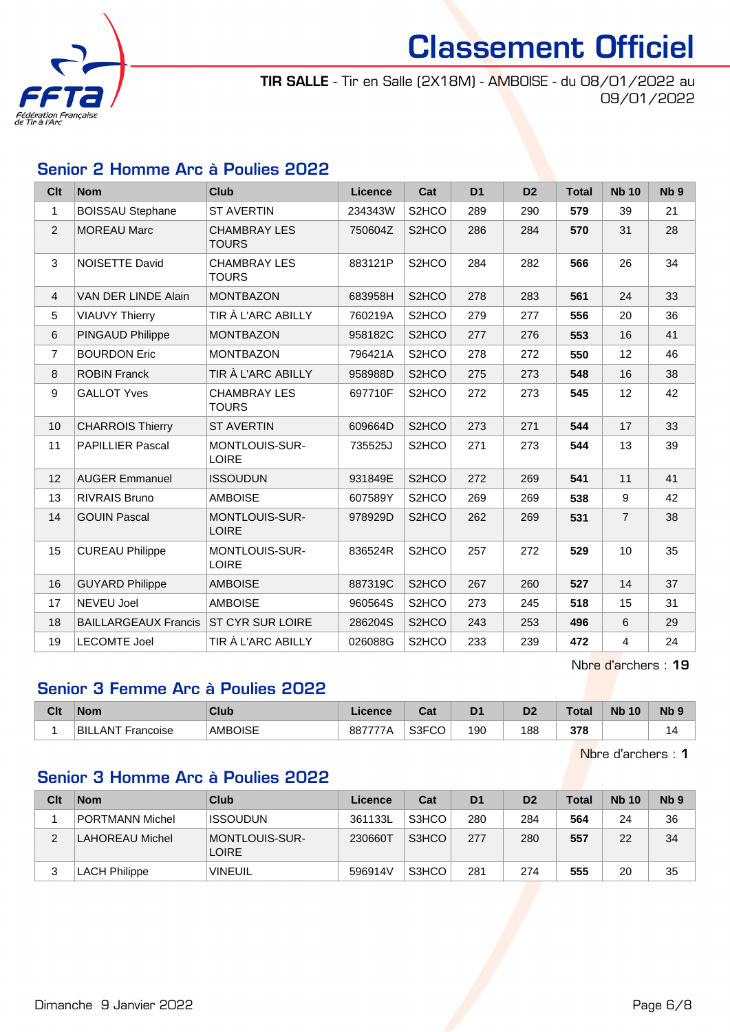# Classement Officiel

**TIR SALLE** - Tir en Salle (2X18M) - AMBOISE - du 08/01/2022 au 09/01/2022

## Senior 2 Homme Arc à Poulies 2022

| Clt | Nom | Club | Licence | Cat | D1 | D2 | Total | Nb 10 | Nb 9 |
|---|---|---|---|---|---|---|---|---|---|
| 1 | BOISSAU Stephane | ST AVERTIN | 234343W | S2HCO | 289 | 290 | **579** | 39 | 21 |
| 2 | MOREAU Marc | CHAMBRAY LES TOURS | 750604Z | S2HCO | 286 | 284 | **570** | 31 | 28 |
| 3 | NOISETTE David | CHAMBRAY LES TOURS | 883121P | S2HCO | 284 | 282 | **566** | 26 | 34 |
| 4 | VAN DER LINDE Alain | MONTBAZON | 683958H | S2HCO | 278 | 283 | **561** | 24 | 33 |
| 5 | VIAUVY Thierry | TIR À L'ARC ABILLY | 760219A | S2HCO | 279 | 277 | **556** | 20 | 36 |
| 6 | PINGAUD Philippe | MONTBAZON | 958182C | S2HCO | 277 | 276 | **553** | 16 | 41 |
| 7 | BOURDON Eric | MONTBAZON | 796421A | S2HCO | 278 | 272 | **550** | 12 | 46 |
| 8 | ROBIN Franck | TIR À L'ARC ABILLY | 958988D | S2HCO | 275 | 273 | **548** | 16 | 38 |
| 9 | GALLOT Yves | CHAMBRAY LES TOURS | 697710F | S2HCO | 272 | 273 | **545** | 12 | 42 |
| 10 | CHARROIS Thierry | ST AVERTIN | 609664D | S2HCO | 273 | 271 | **544** | 17 | 33 |
| 11 | PAPILLIER Pascal | MONTLOUIS-SUR-LOIRE | 735525J | S2HCO | 271 | 273 | **544** | 13 | 39 |
| 12 | AUGER Emmanuel | ISSOUDUN | 931849E | S2HCO | 272 | 269 | **541** | 11 | 41 |
| 13 | RIVRAIS Bruno | AMBOISE | 607589Y | S2HCO | 269 | 269 | **538** | 9 | 42 |
| 14 | GOUIN Pascal | MONTLOUIS-SUR-LOIRE | 978929D | S2HCO | 262 | 269 | **531** | 7 | 38 |
| 15 | CUREAU Philippe | MONTLOUIS-SUR-LOIRE | 836524R | S2HCO | 257 | 272 | **529** | 10 | 35 |
| 16 | GUYARD Philippe | AMBOISE | 887319C | S2HCO | 267 | 260 | **527** | 14 | 37 |
| 17 | NEVEU Joel | AMBOISE | 960564S | S2HCO | 273 | 245 | **518** | 15 | 31 |
| 18 | BAILLARGEAUX Francis | ST CYR SUR LOIRE | 286204S | S2HCO | 243 | 253 | **496** | 6 | 29 |
| 19 | LECOMTE Joel | TIR À L'ARC ABILLY | 026088G | S2HCO | 233 | 239 | **472** | 4 | 24 |

Nbre d'archers : **19**

## Senior 3 Femme Arc à Poulies 2022

| Clt | Nom | Club | Licence | Cat | D1 | D2 | Total | Nb 10 | Nb 9 |
|---|---|---|---|---|---|---|---|---|---|
| 1 | BILLANT Francoise | AMBOISE | 887777A | S3FCO | 190 | 188 | **378** | | 14 |

Nbre d'archers : **1**

## Senior 3 Homme Arc à Poulies 2022

| Clt | Nom | Club | Licence | Cat | D1 | D2 | Total | Nb 10 | Nb 9 |
|---|---|---|---|---|---|---|---|---|---|
| 1 | PORTMANN Michel | ISSOUDUN | 361133L | S3HCO | 280 | 284 | **564** | 24 | 36 |
| 2 | LAHOREAU Michel | MONTLOUIS-SUR-LOIRE | 230660T | S3HCO | 277 | 280 | **557** | 22 | 34 |
| 3 | LACH Philippe | VINEUIL | 596914V | S3HCO | 281 | 274 | **555** | 20 | 35 |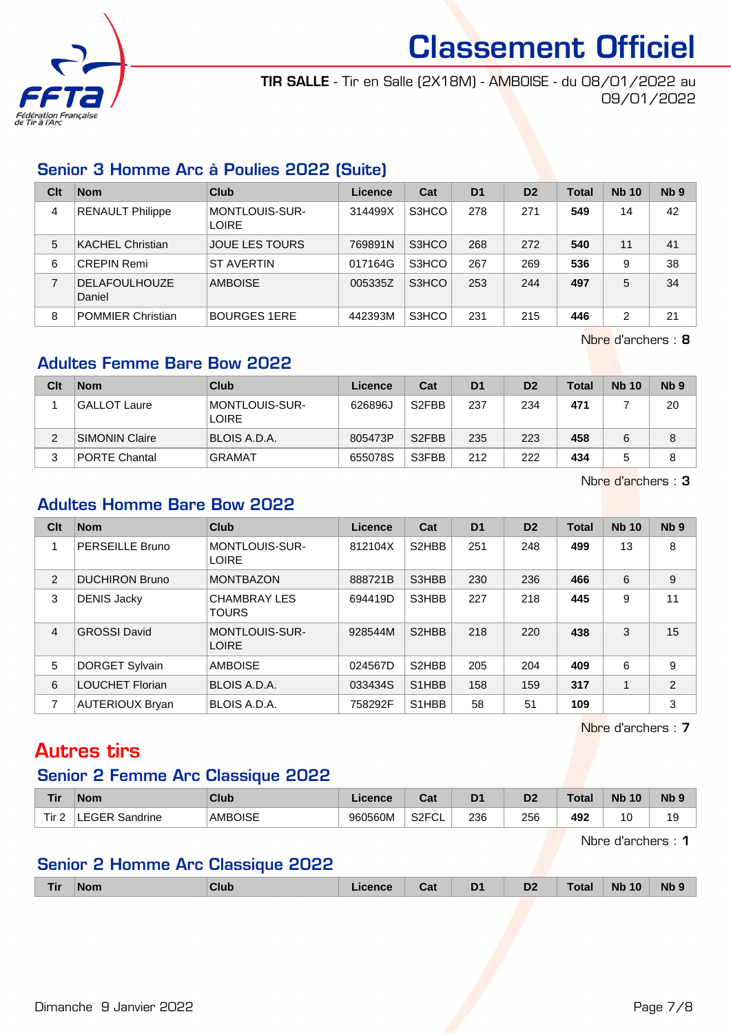# Classement Officiel

**TIR SALLE** - Tir en Salle (2X18M) - AMBOISE - du 08/01/2022 au 09/01/2022

## Senior 3 Homme Arc à Poulies 2022 (Suite)

| Clt | Nom | Club | Licence | Cat | D1 | D2 | Total | Nb 10 | Nb 9 |
|---|---|---|---|---|---|---|---|---|---|
| 4 | RENAULT Philippe | MONTLOUIS-SUR-LOIRE | 314499X | S3HCO | 278 | 271 | **549** | 14 | 42 |
| 5 | KACHEL Christian | JOUE LES TOURS | 769891N | S3HCO | 268 | 272 | **540** | 11 | 41 |
| 6 | CREPIN Remi | ST AVERTIN | 017164G | S3HCO | 267 | 269 | **536** | 9 | 38 |
| 7 | DELAFOULHOUZE Daniel | AMBOISE | 005335Z | S3HCO | 253 | 244 | **497** | 5 | 34 |
| 8 | POMMIER Christian | BOURGES 1ERE | 442393M | S3HCO | 231 | 215 | **446** | 2 | 21 |

Nbre d'archers : **8**

## Adultes Femme Bare Bow 2022

| Clt | Nom | Club | Licence | Cat | D1 | D2 | Total | Nb 10 | Nb 9 |
|---|---|---|---|---|---|---|---|---|---|
| 1 | GALLOT Laure | MONTLOUIS-SUR-LOIRE | 626896J | S2FBB | 237 | 234 | **471** | 7 | 20 |
| 2 | SIMONIN Claire | BLOIS A.D.A. | 805473P | S2FBB | 235 | 223 | **458** | 6 | 8 |
| 3 | PORTE Chantal | GRAMAT | 655078S | S3FBB | 212 | 222 | **434** | 5 | 8 |

Nbre d'archers : **3**

## Adultes Homme Bare Bow 2022

| Clt | Nom | Club | Licence | Cat | D1 | D2 | Total | Nb 10 | Nb 9 |
|---|---|---|---|---|---|---|---|---|---|
| 1 | PERSEILLE Bruno | MONTLOUIS-SUR-LOIRE | 812104X | S2HBB | 251 | 248 | **499** | 13 | 8 |
| 2 | DUCHIRON Bruno | MONTBAZON | 888721B | S3HBB | 230 | 236 | **466** | 6 | 9 |
| 3 | DENIS Jacky | CHAMBRAY LES TOURS | 694419D | S3HBB | 227 | 218 | **445** | 9 | 11 |
| 4 | GROSSI David | MONTLOUIS-SUR-LOIRE | 928544M | S2HBB | 218 | 220 | **438** | 3 | 15 |
| 5 | DORGET Sylvain | AMBOISE | 024567D | S2HBB | 205 | 204 | **409** | 6 | 9 |
| 6 | LOUCHET Florian | BLOIS A.D.A. | 033434S | S1HBB | 158 | 159 | **317** | 1 | 2 |
| 7 | AUTERIOUX Bryan | BLOIS A.D.A. | 758292F | S1HBB | 58 | 51 | **109** | | 3 |

Nbre d'archers : **7**

# Autres tirs

## Senior 2 Femme Arc Classique 2022

| Tir | Nom | Club | Licence | Cat | D1 | D2 | Total | Nb 10 | Nb 9 |
|---|---|---|---|---|---|---|---|---|---|
| Tir 2 | LEGER Sandrine | AMBOISE | 960560M | S2FCL | 236 | 256 | **492** | 10 | 19 |

Nbre d'archers : **1**

## Senior 2 Homme Arc Classique 2022

| Tir | Nom | Club | Licence | Cat | D1 | D2 | Total | Nb 10 | Nb 9 |
|---|---|---|---|---|---|---|---|---|---|

Dimanche 9 Janvier 2022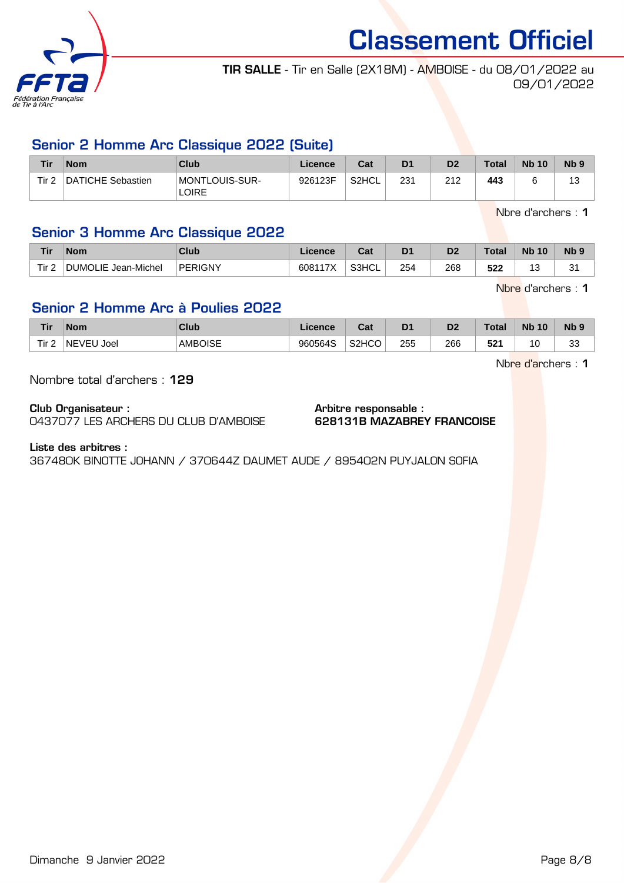# Classement Officiel

**TIR SALLE** - Tir en Salle (2X18M) - AMBOISE - du 08/01/2022 au 09/01/2022

## Senior 2 Homme Arc Classique 2022 (Suite)

| Tir | Nom | Club | Licence | Cat | D1 | D2 | Total | Nb 10 | Nb 9 |
|---|---|---|---|---|---|---|---|---|---|
| Tir 2 | DATICHE Sebastien | MONTLOUIS-SUR-LOIRE | 926123F | S2HCL | 231 | 212 | **443** | 6 | 13 |

Nbre d'archers : **1**

## Senior 3 Homme Arc Classique 2022

| Tir | Nom | Club | Licence | Cat | D1 | D2 | Total | Nb 10 | Nb 9 |
|---|---|---|---|---|---|---|---|---|---|
| Tir 2 | DUMOLIE Jean-Michel | PERIGNY | 608117X | S3HCL | 254 | 268 | **522** | 13 | 31 |

Nbre d'archers : **1**

## Senior 2 Homme Arc à Poulies 2022

| Tir | Nom | Club | Licence | Cat | D1 | D2 | Total | Nb 10 | Nb 9 |
|---|---|---|---|---|---|---|---|---|---|
| Tir 2 | NEVEU Joel | AMBOISE | 960564S | S2HCO | 255 | 266 | **521** | 10 | 33 |

Nbre d'archers : **1**

Nombre total d'archers : **129**

**Club Organisateur :**
0437077 LES ARCHERS DU CLUB D'AMBOISE

**Arbitre responsable :**
**628131B MAZABREY FRANCOISE**

**Liste des arbitres :**
367480K BINOTTE JOHANN / 370644Z DAUMET AUDE / 895402N PUYJALON SOFIA

Dimanche 9 Janvier 2022